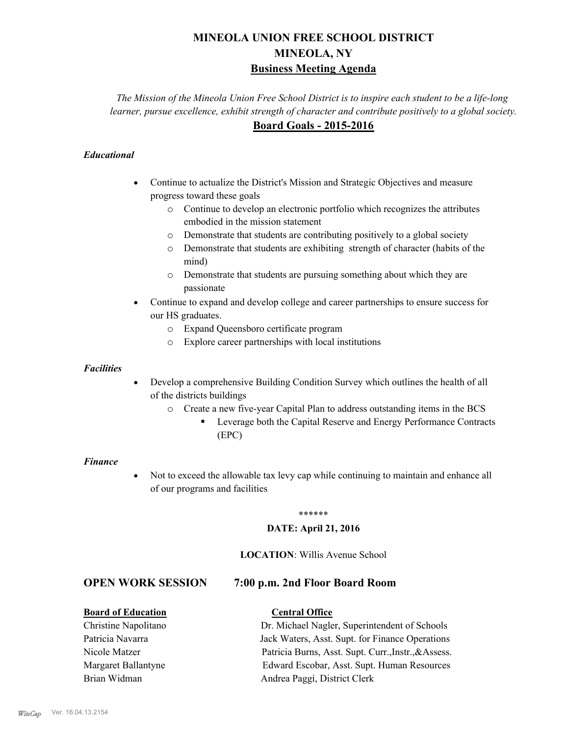# MINEOLA UNION FREE SCHOOL DISTRICT
# MINEOLA, NY
## Business Meeting Agenda

*The Mission of the Mineola Union Free School District is to inspire each student to be a life-long learner, pursue excellence, exhibit strength of character and contribute positively to a global society.*

## Board Goals - 2015-2016

### *Educational*

- Continue to actualize the District's Mission and Strategic Objectives and measure progress toward these goals
  - Continue to develop an electronic portfolio which recognizes the attributes embodied in the mission statement
  - Demonstrate that students are contributing positively to a global society
  - Demonstrate that students are exhibiting strength of character (habits of the mind)
  - Demonstrate that students are pursuing something about which they are passionate
- Continue to expand and develop college and career partnerships to ensure success for our HS graduates.
  - Expand Queensboro certificate program
  - Explore career partnerships with local institutions

### *Facilities*

- Develop a comprehensive Building Condition Survey which outlines the health of all of the districts buildings
  - Create a new five-year Capital Plan to address outstanding items in the BCS
    - Leverage both the Capital Reserve and Energy Performance Contracts (EPC)

### *Finance*

- Not to exceed the allowable tax levy cap while continuing to maintain and enhance all of our programs and facilities

******

**DATE: April 21, 2016**

**LOCATION**: Willis Avenue School

## OPEN WORK SESSION 7:00 p.m. 2nd Floor Board Room

| **Board of Education** | **Central Office** |
|---|---|
| Christine Napolitano | Dr. Michael Nagler, Superintendent of Schools |
| Patricia Navarra | Jack Waters, Asst. Supt. for Finance Operations |
| Nicole Matzer | Patricia Burns, Asst. Supt. Curr.,Instr.,&Assess. |
| Margaret Ballantyne | Edward Escobar, Asst. Supt. Human Resources |
| Brian Widman | Andrea Paggi, District Clerk |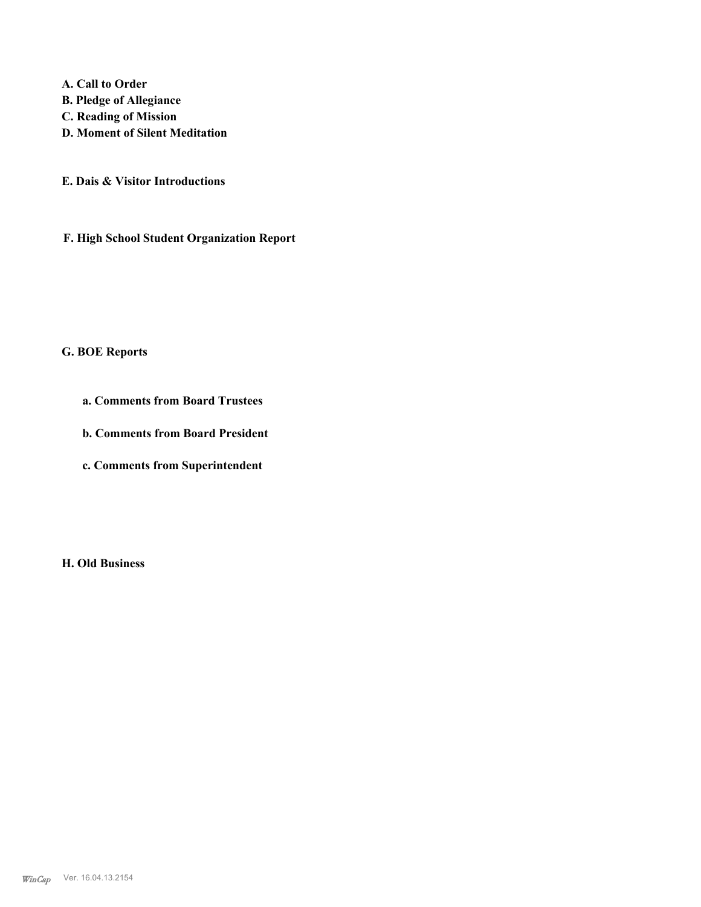**A. Call to Order**
**B. Pledge of Allegiance**
**C. Reading of Mission**
**D. Moment of Silent Meditation**

**E. Dais & Visitor Introductions**

**F. High School Student Organization Report**

**G. BOE Reports**

**a. Comments from Board Trustees**

**b. Comments from Board President**

**c. Comments from Superintendent**

**H. Old Business**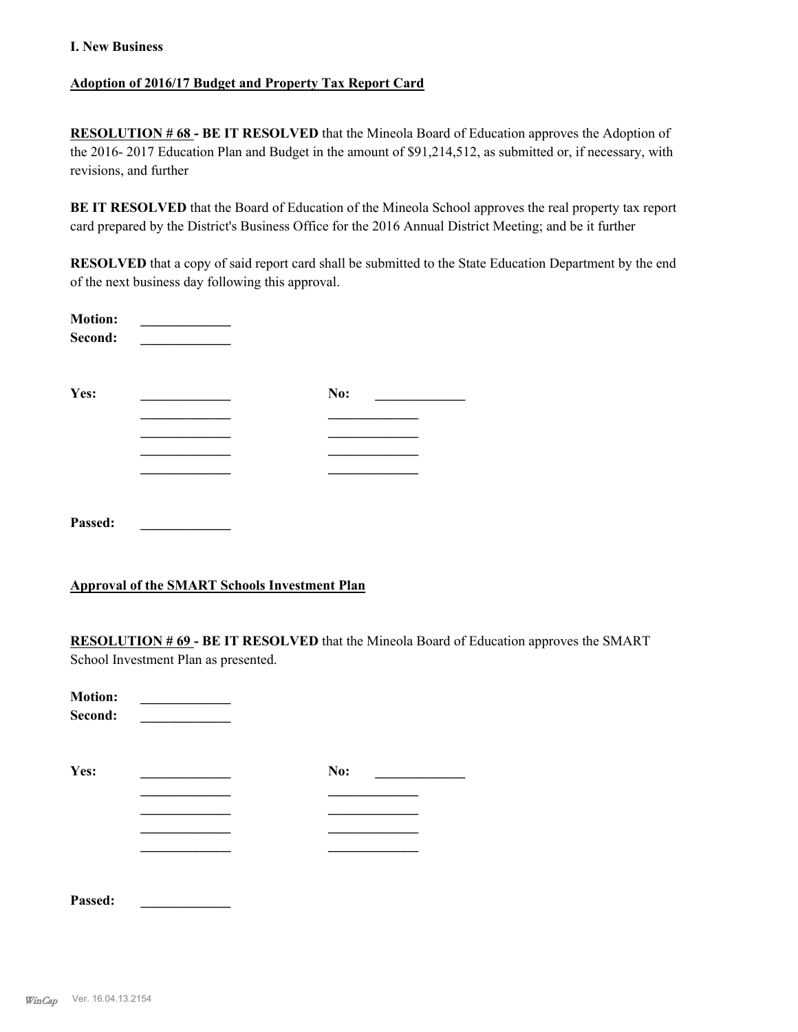**I. New Business**

**Adoption of 2016/17 Budget and Property Tax Report Card**

**RESOLUTION # 68 - BE IT RESOLVED** that the Mineola Board of Education approves the Adoption of the 2016- 2017 Education Plan and Budget in the amount of $91,214,512, as submitted or, if necessary, with revisions, and further

**BE IT RESOLVED** that the Board of Education of the Mineola School approves the real property tax report card prepared by the District's Business Office for the 2016 Annual District Meeting; and be it further

**RESOLVED** that a copy of said report card shall be submitted to the State Education Department by the end of the next business day following this approval.

**Motion:** _____________
**Second:** _____________

| **Yes:** | _____________ | **No:** | _____________ |
|---|---|---|---|
| | _____________ | | _____________ |
| | _____________ | | _____________ |
| | _____________ | | _____________ |
| | _____________ | | _____________ |

**Passed:** _____________

**Approval of the SMART Schools Investment Plan**

**RESOLUTION # 69 - BE IT RESOLVED** that the Mineola Board of Education approves the SMART School Investment Plan as presented.

**Motion:** _____________
**Second:** _____________

| **Yes:** | _____________ | **No:** | _____________ |
|---|---|---|---|
| | _____________ | | _____________ |
| | _____________ | | _____________ |
| | _____________ | | _____________ |
| | _____________ | | _____________ |

**Passed:** _____________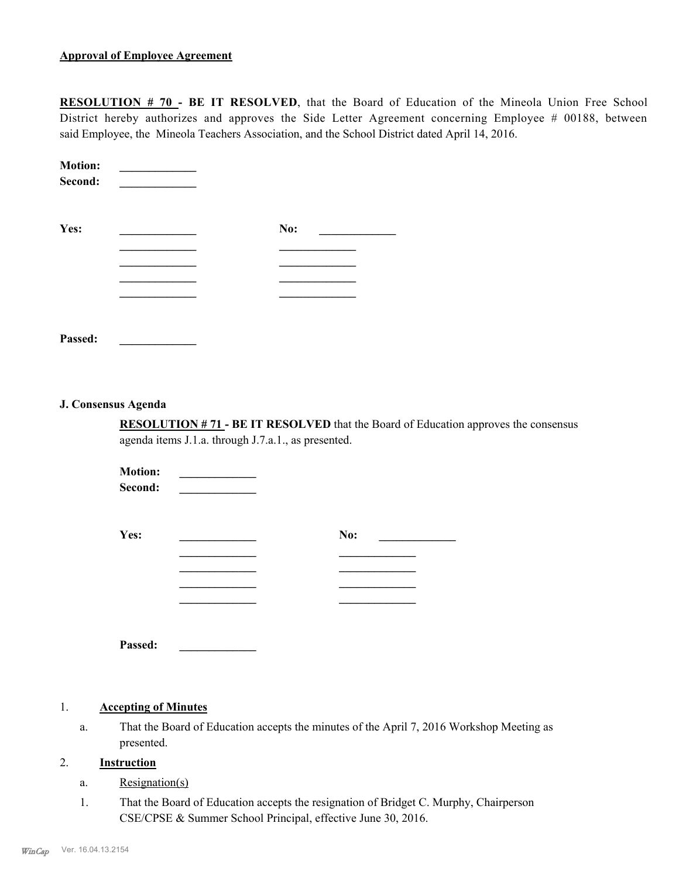**Approval of Employee Agreement**

**RESOLUTION # 70 - BE IT RESOLVED**, that the Board of Education of the Mineola Union Free School District hereby authorizes and approves the Side Letter Agreement concerning Employee # 00188, between said Employee, the Mineola Teachers Association, and the School District dated April 14, 2016.

**Motion:** _____________
**Second:** _____________

| **Yes:** | _____________ | **No:** | _____________ |
|---|---|---|---|
| | _____________ | | _____________ |
| | _____________ | | _____________ |
| | _____________ | | _____________ |
| | _____________ | | _____________ |

**Passed:** _____________

**J. Consensus Agenda**

**RESOLUTION # 71 - BE IT RESOLVED** that the Board of Education approves the consensus agenda items J.1.a. through J.7.a.1., as presented.

**Motion:** _____________
**Second:** _____________

| **Yes:** | _____________ | **No:** | _____________ |
|---|---|---|---|
| | _____________ | | _____________ |
| | _____________ | | _____________ |
| | _____________ | | _____________ |
| | _____________ | | _____________ |

**Passed:** _____________

1. **Accepting of Minutes**

   a. That the Board of Education accepts the minutes of the April 7, 2016 Workshop Meeting as presented.

2. **Instruction**

   a. Resignation(s)

   1. That the Board of Education accepts the resignation of Bridget C. Murphy, Chairperson CSE/CPSE & Summer School Principal, effective June 30, 2016.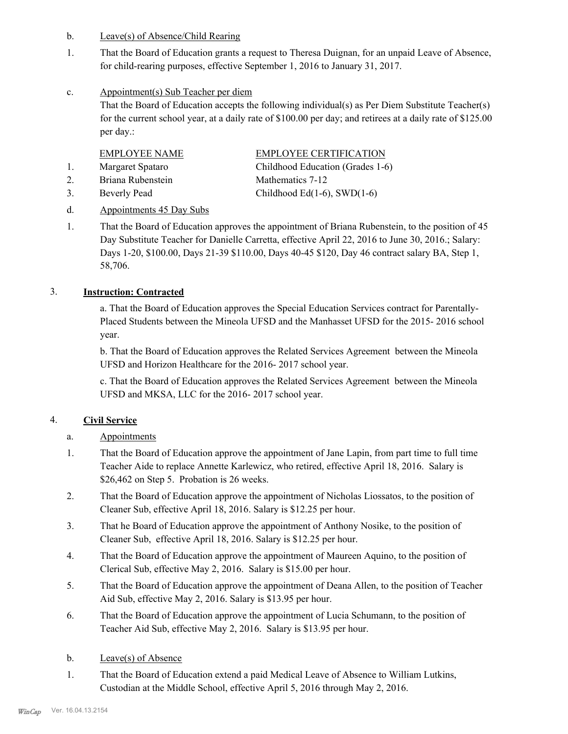b. Leave(s) of Absence/Child Rearing

1. That the Board of Education grants a request to Theresa Duignan, for an unpaid Leave of Absence, for child-rearing purposes, effective September 1, 2016 to January 31, 2017.

c. Appointment(s) Sub Teacher per diem

That the Board of Education accepts the following individual(s) as Per Diem Substitute Teacher(s) for the current school year, at a daily rate of $100.00 per day; and retirees at a daily rate of $125.00 per day.:

| | EMPLOYEE NAME | EMPLOYEE CERTIFICATION |
|---|---|---|
| 1. | Margaret Spataro | Childhood Education (Grades 1-6) |
| 2. | Briana Rubenstein | Mathematics 7-12 |
| 3. | Beverly Pead | Childhood Ed(1-6), SWD(1-6) |

d. Appointments 45 Day Subs

1. That the Board of Education approves the appointment of Briana Rubenstein, to the position of 45 Day Substitute Teacher for Danielle Carretta, effective April 22, 2016 to June 30, 2016.; Salary: Days 1-20, $100.00, Days 21-39 $110.00, Days 40-45 $120, Day 46 contract salary BA, Step 1, 58,706.

3. **Instruction: Contracted**

a. That the Board of Education approves the Special Education Services contract for Parentally-Placed Students between the Mineola UFSD and the Manhasset UFSD for the 2015- 2016 school year.

b. That the Board of Education approves the Related Services Agreement between the Mineola UFSD and Horizon Healthcare for the 2016- 2017 school year.

c. That the Board of Education approves the Related Services Agreement between the Mineola UFSD and MKSA, LLC for the 2016- 2017 school year.

4. **Civil Service**

a. Appointments

1. That the Board of Education approve the appointment of Jane Lapin, from part time to full time Teacher Aide to replace Annette Karlewicz, who retired, effective April 18, 2016. Salary is $26,462 on Step 5. Probation is 26 weeks.
2. That the Board of Education approve the appointment of Nicholas Liossatos, to the position of Cleaner Sub, effective April 18, 2016. Salary is $12.25 per hour.
3. That he Board of Education approve the appointment of Anthony Nosike, to the position of Cleaner Sub, effective April 18, 2016. Salary is $12.25 per hour.
4. That the Board of Education approve the appointment of Maureen Aquino, to the position of Clerical Sub, effective May 2, 2016. Salary is $15.00 per hour.
5. That the Board of Education approve the appointment of Deana Allen, to the position of Teacher Aid Sub, effective May 2, 2016. Salary is $13.95 per hour.
6. That the Board of Education approve the appointment of Lucia Schumann, to the position of Teacher Aid Sub, effective May 2, 2016. Salary is $13.95 per hour.

b. Leave(s) of Absence

1. That the Board of Education extend a paid Medical Leave of Absence to William Lutkins, Custodian at the Middle School, effective April 5, 2016 through May 2, 2016.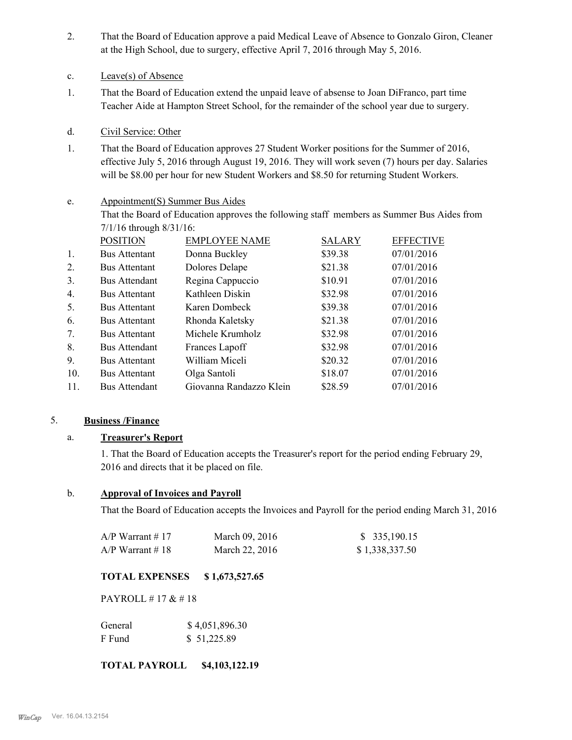2. That the Board of Education approve a paid Medical Leave of Absence to Gonzalo Giron, Cleaner at the High School, due to surgery, effective April 7, 2016 through May 5, 2016.

c. Leave(s) of Absence

1. That the Board of Education extend the unpaid leave of absense to Joan DiFranco, part time Teacher Aide at Hampton Street School, for the remainder of the school year due to surgery.

d. Civil Service: Other

1. That the Board of Education approves 27 Student Worker positions for the Summer of 2016, effective July 5, 2016 through August 19, 2016. They will work seven (7) hours per day. Salaries will be $8.00 per hour for new Student Workers and $8.50 for returning Student Workers.

e. Appointment(S) Summer Bus Aides

That the Board of Education approves the following staff members as Summer Bus Aides from 7/1/16 through 8/31/16:

| | POSITION | EMPLOYEE NAME | SALARY | EFFECTIVE |
|---|---|---|---|---|
| 1. | Bus Attentant | Donna Buckley | $39.38 | 07/01/2016 |
| 2. | Bus Attentant | Dolores Delape | $21.38 | 07/01/2016 |
| 3. | Bus Attendant | Regina Cappuccio | $10.91 | 07/01/2016 |
| 4. | Bus Attentant | Kathleen Diskin | $32.98 | 07/01/2016 |
| 5. | Bus Attentant | Karen Dombeck | $39.38 | 07/01/2016 |
| 6. | Bus Attentant | Rhonda Kaletsky | $21.38 | 07/01/2016 |
| 7. | Bus Attentant | Michele Krumholz | $32.98 | 07/01/2016 |
| 8. | Bus Attendant | Frances Lapoff | $32.98 | 07/01/2016 |
| 9. | Bus Attentant | William Miceli | $20.32 | 07/01/2016 |
| 10. | Bus Attentant | Olga Santoli | $18.07 | 07/01/2016 |
| 11. | Bus Attendant | Giovanna Randazzo Klein | $28.59 | 07/01/2016 |

## 5. Business /Finance

### a. Treasurer's Report

1. That the Board of Education accepts the Treasurer's report for the period ending February 29, 2016 and directs that it be placed on file.

### b. Approval of Invoices and Payroll

That the Board of Education accepts the Invoices and Payroll for the period ending March 31, 2016

| | | |
|---|---|---|
| A/P Warrant # 17 | March 09, 2016 | $ 335,190.15 |
| A/P Warrant # 18 | March 22, 2016 | $ 1,338,337.50 |

**TOTAL EXPENSES $ 1,673,527.65**

PAYROLL # 17 & # 18

| | |
|---|---|
| General | $ 4,051,896.30 |
| F Fund | $ 51,225.89 |

**TOTAL PAYROLL $4,103,122.19**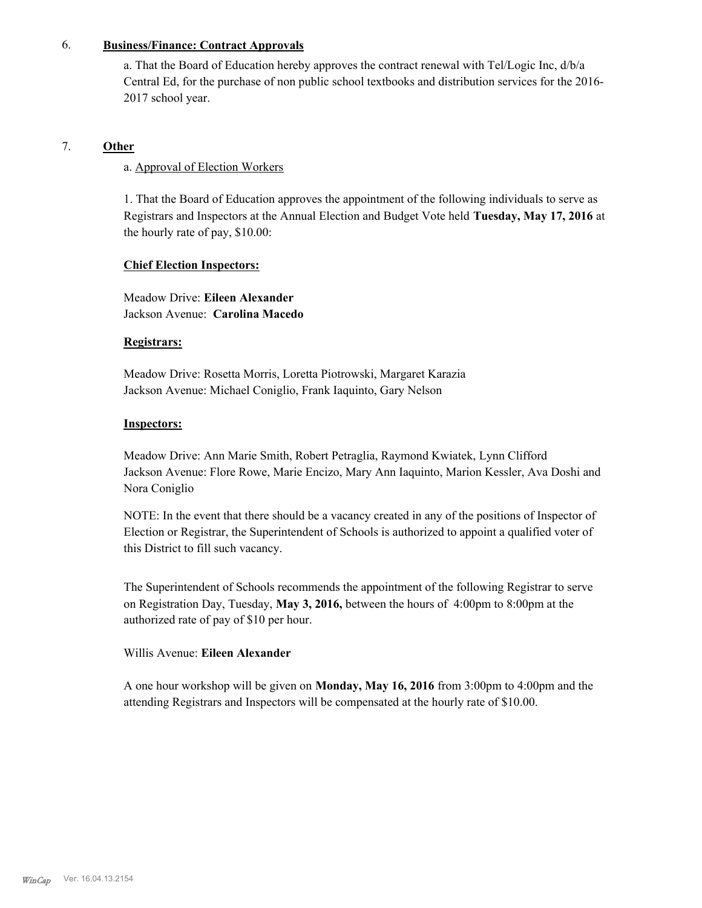6. **Business/Finance: Contract Approvals**

a. That the Board of Education hereby approves the contract renewal with Tel/Logic Inc, d/b/a Central Ed, for the purchase of non public school textbooks and distribution services for the 2016-2017 school year.

7. **Other**

a. Approval of Election Workers

1. That the Board of Education approves the appointment of the following individuals to serve as Registrars and Inspectors at the Annual Election and Budget Vote held **Tuesday, May 17, 2016** at the hourly rate of pay, $10.00:

**Chief Election Inspectors:**

Meadow Drive: **Eileen Alexander**
Jackson Avenue: **Carolina Macedo**

**Registrars:**

Meadow Drive: Rosetta Morris, Loretta Piotrowski, Margaret Karazia
Jackson Avenue: Michael Coniglio, Frank Iaquinto, Gary Nelson

**Inspectors:**

Meadow Drive: Ann Marie Smith, Robert Petraglia, Raymond Kwiatek, Lynn Clifford
Jackson Avenue: Flore Rowe, Marie Encizo, Mary Ann Iaquinto, Marion Kessler, Ava Doshi and Nora Coniglio

NOTE: In the event that there should be a vacancy created in any of the positions of Inspector of Election or Registrar, the Superintendent of Schools is authorized to appoint a qualified voter of this District to fill such vacancy.

The Superintendent of Schools recommends the appointment of the following Registrar to serve on Registration Day, Tuesday, **May 3, 2016,** between the hours of 4:00pm to 8:00pm at the authorized rate of pay of $10 per hour.

Willis Avenue: **Eileen Alexander**

A one hour workshop will be given on **Monday, May 16, 2016** from 3:00pm to 4:00pm and the attending Registrars and Inspectors will be compensated at the hourly rate of $10.00.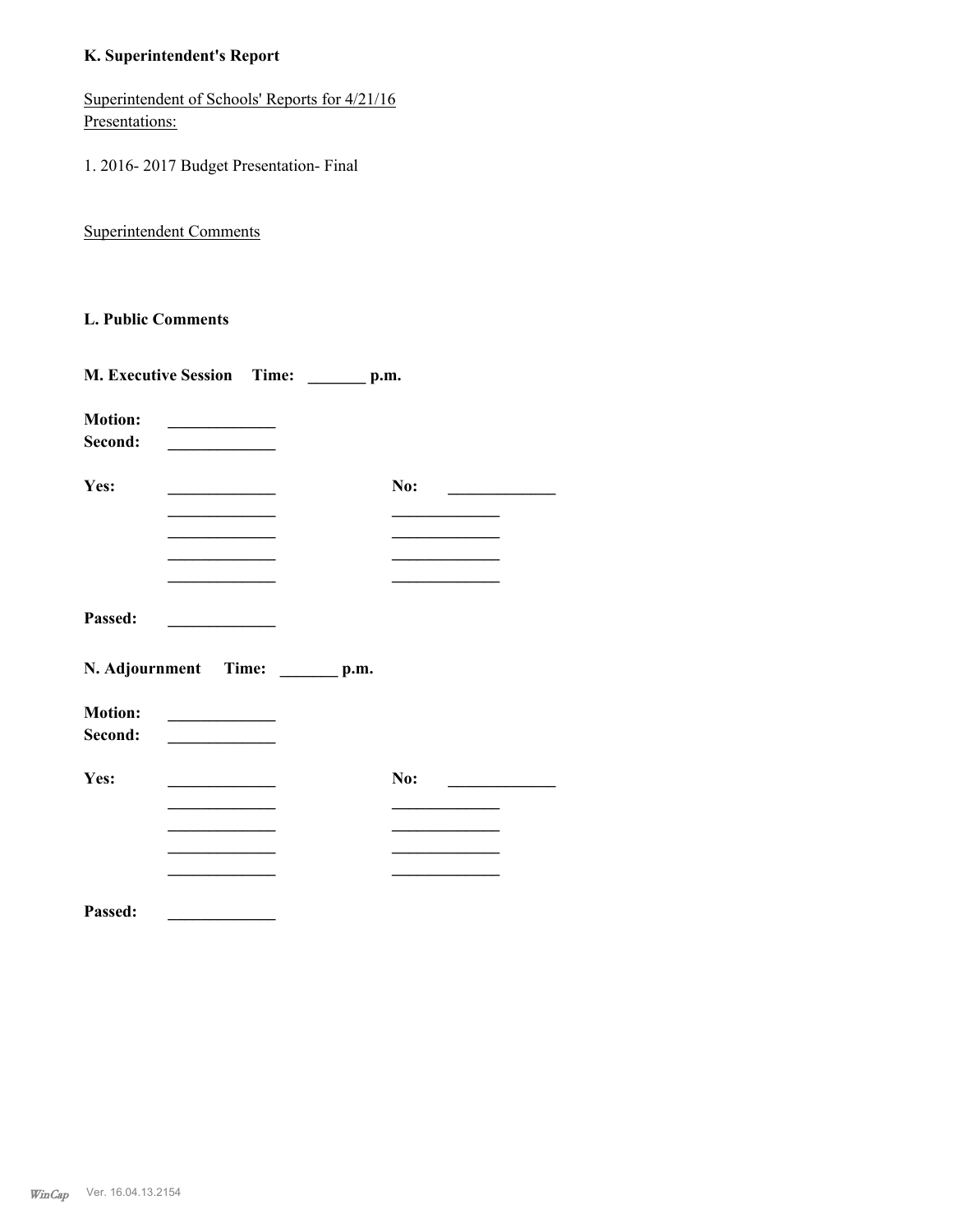### K. Superintendent's Report

Superintendent of Schools' Reports for 4/21/16
Presentations:

1. 2016- 2017 Budget Presentation- Final

Superintendent Comments

### L. Public Comments

### M. Executive Session Time: _______ p.m.

**Motion:** _____________
**Second:** _____________

| | | | |
|---|---|---|---|
| **Yes:** | _____________ | **No:** | _____________ |
| | _____________ | | _____________ |
| | _____________ | | _____________ |
| | _____________ | | _____________ |
| | _____________ | | _____________ |

**Passed:** _____________

### N. Adjournment Time: _______ p.m.

**Motion:** _____________
**Second:** _____________

| | | | |
|---|---|---|---|
| **Yes:** | _____________ | **No:** | _____________ |
| | _____________ | | _____________ |
| | _____________ | | _____________ |
| | _____________ | | _____________ |
| | _____________ | | _____________ |

**Passed:** _____________